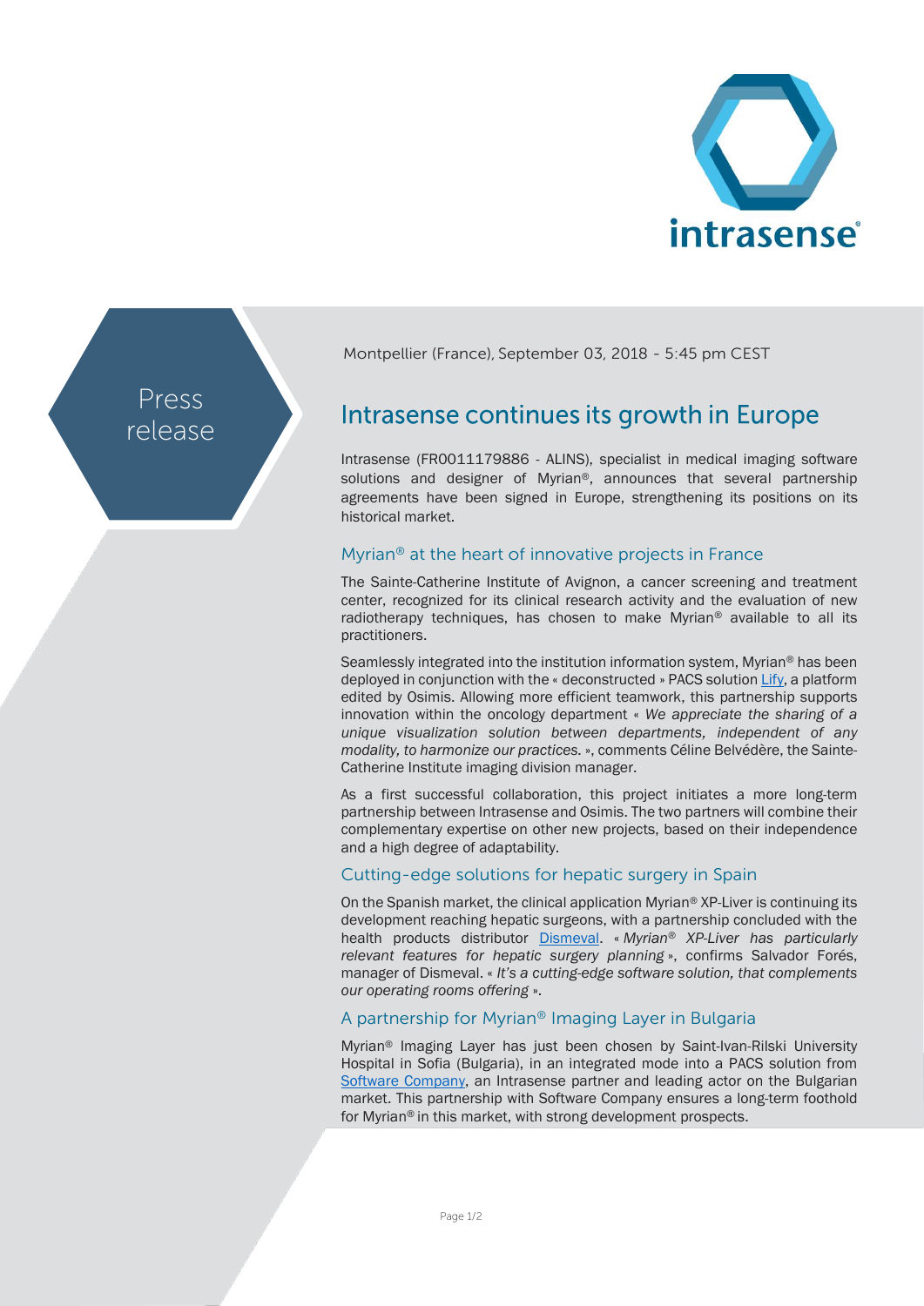Press release

Montpellier (France), September 03, 2018 - 5:45 pm CEST

# Intrasense continues its growth in Europe

Intrasense (FR0011179886 - ALINS), specialist in medical imaging software solutions and designer of Myrian®, announces that several partnership agreements have been signed in Europe, strengthening its positions on its historical market.

## Myrian® at the heart of innovative projects in France

The Sainte-Catherine Institute of Avignon, a cancer screening and treatment center, recognized for its clinical research activity and the evaluation of new radiotherapy techniques, has chosen to make Myrian® available to all its practitioners.

Seamlessly integrated into the institution information system, Myrian® has been deployed in conjunction with the « deconstructed » PACS solution Lify, a platform edited by Osimis. Allowing more efficient teamwork, this partnership supports innovation within the oncology department « *We appreciate the sharing of a unique visualization solution between departments, independent of any modality, to harmonize our practices.* », comments Céline Belvédère, the Sainte-Catherine Institute imaging division manager.

As a first successful collaboration, this project initiates a more long-term partnership between Intrasense and Osimis. The two partners will combine their complementary expertise on other new projects, based on their independence and a high degree of adaptability.

## Cutting-edge solutions for hepatic surgery in Spain

On the Spanish market, the clinical application Myrian® XP-Liver is continuing its development reaching hepatic surgeons, with a partnership concluded with the health products distributor Dismeval. « *Myrian® XP-Liver has particularly relevant features for hepatic surgery planning* », confirms Salvador Forés, manager of Dismeval. « *It's a cutting-edge software solution, that complements our operating rooms offering* ».

## A partnership for Myrian® Imaging Layer in Bulgaria

Myrian® Imaging Layer has just been chosen by Saint-Ivan-Rilski University Hospital in Sofia (Bulgaria), in an integrated mode into a PACS solution from Software Company, an Intrasense partner and leading actor on the Bulgarian market. This partnership with Software Company ensures a long-term foothold for Myrian® in this market, with strong development prospects.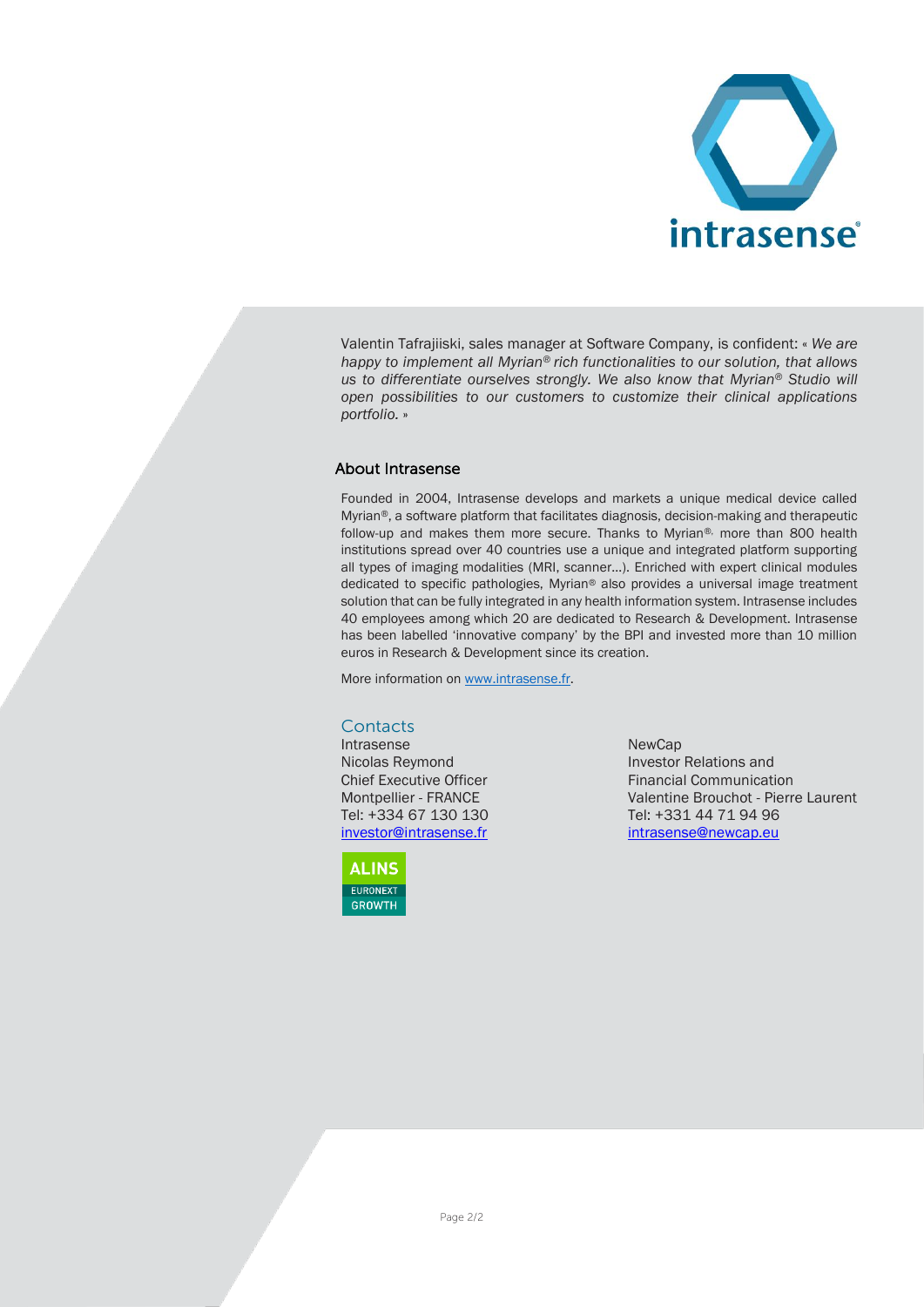Valentin Tafrajiiski, sales manager at Software Company, is confident: « *We are happy to implement all Myrian® rich functionalities to our solution, that allows us to differentiate ourselves strongly. We also know that Myrian® Studio will open possibilities to our customers to customize their clinical applications portfolio.* »

## About Intrasense

Founded in 2004, Intrasense develops and markets a unique medical device called Myrian®, a software platform that facilitates diagnosis, decision-making and therapeutic follow-up and makes them more secure. Thanks to Myrian®, more than 800 health institutions spread over 40 countries use a unique and integrated platform supporting all types of imaging modalities (MRI, scanner…). Enriched with expert clinical modules dedicated to specific pathologies, Myrian® also provides a universal image treatment solution that can be fully integrated in any health information system. Intrasense includes 40 employees among which 20 are dedicated to Research & Development. Intrasense has been labelled 'innovative company' by the BPI and invested more than 10 million euros in Research & Development since its creation.

More information on www.intrasense.fr.

## Contacts

Intrasense
Nicolas Reymond
Chief Executive Officer
Montpellier - FRANCE
Tel: +334 67 130 130
investor@intrasense.fr

NewCap
Investor Relations and
Financial Communication
Valentine Brouchot - Pierre Laurent
Tel: +331 44 71 94 96
intrasense@newcap.eu

ALINS
EURONEXT
GROWTH